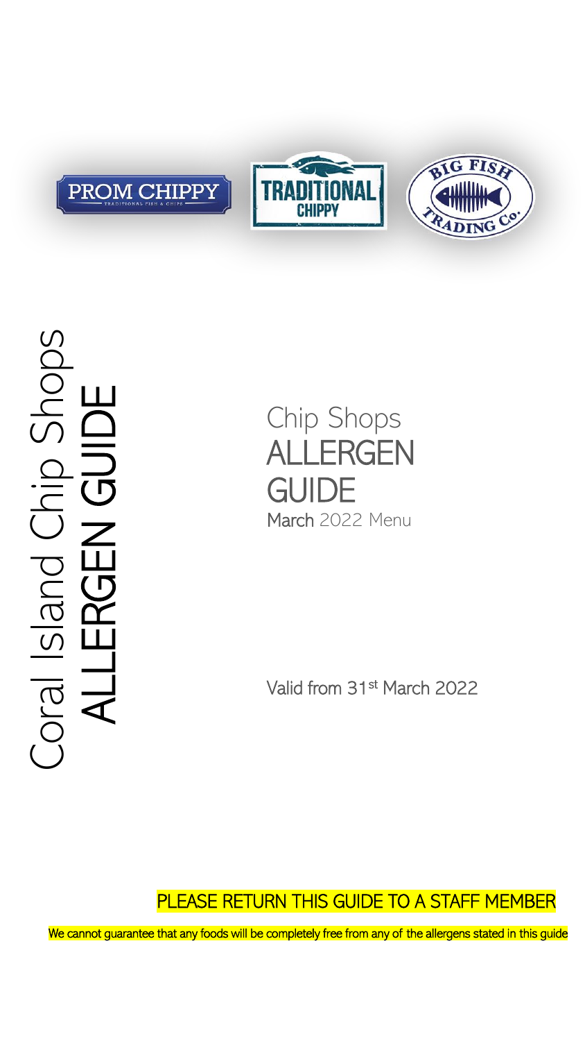PROM CHIPPY

TRADITIONAL FISH & CHIPS

TRADITIONAL CHIPPY

BIG FISH TRADING Co.

Coral Island Chip Shops

# ALLERGEN GUIDE

Chip Shops

# ALLERGEN GUIDE

March 2022 Menu

Valid from 31st March 2022

PLEASE RETURN THIS GUIDE TO A STAFF MEMBER

We cannot guarantee that any foods will be completely free from any of the allergens stated in this guide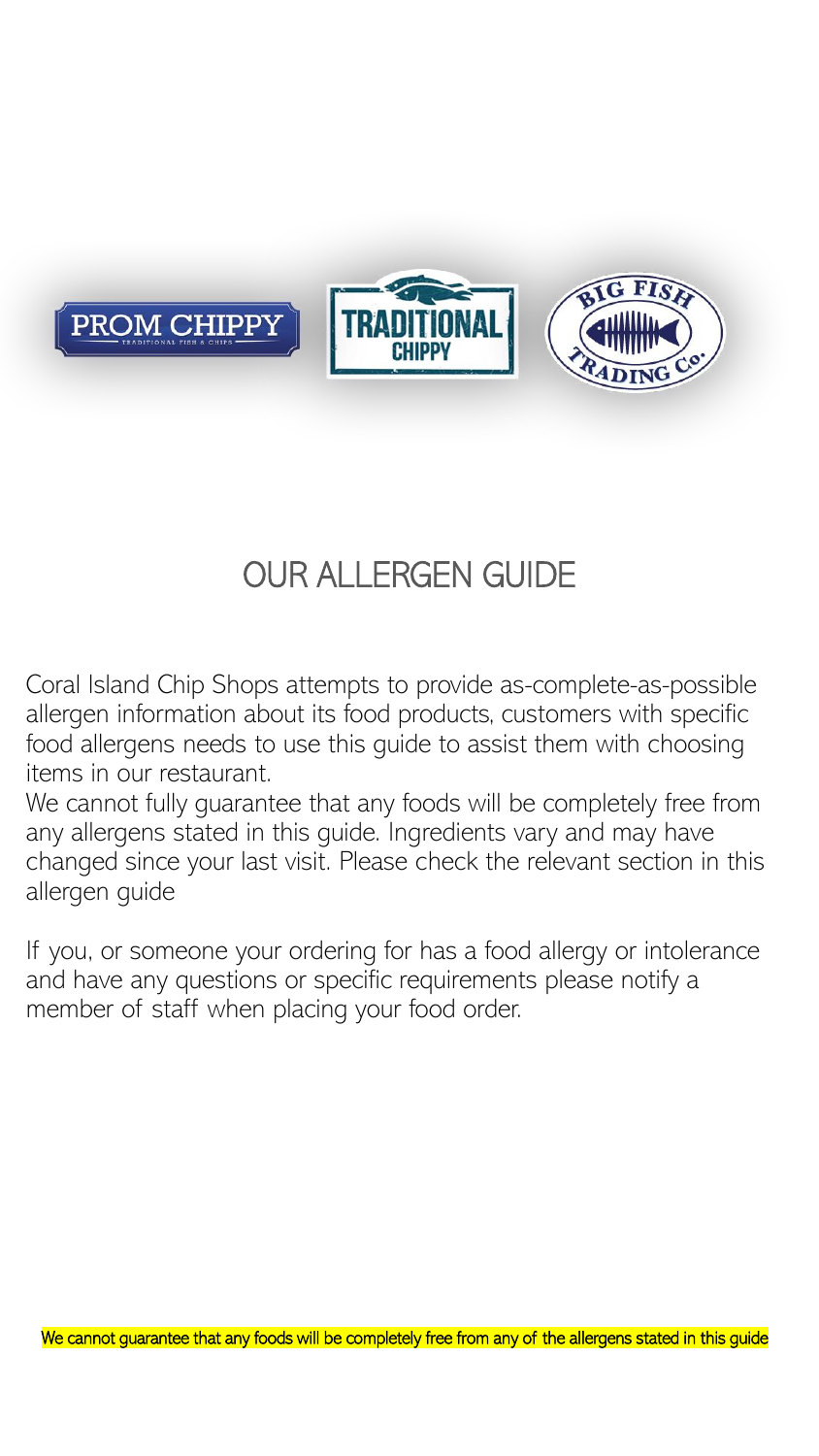# OUR ALLERGEN GUIDE

Coral Island Chip Shops attempts to provide as-complete-as-possible allergen information about its food products, customers with specific food allergens needs to use this guide to assist them with choosing items in our restaurant.
We cannot fully guarantee that any foods will be completely free from any allergens stated in this guide. Ingredients vary and may have changed since your last visit. Please check the relevant section in this allergen guide

If you, or someone your ordering for has a food allergy or intolerance and have any questions or specific requirements please notify a member of staff when placing your food order.

We cannot guarantee that any foods will be completely free from any of the allergens stated in this guide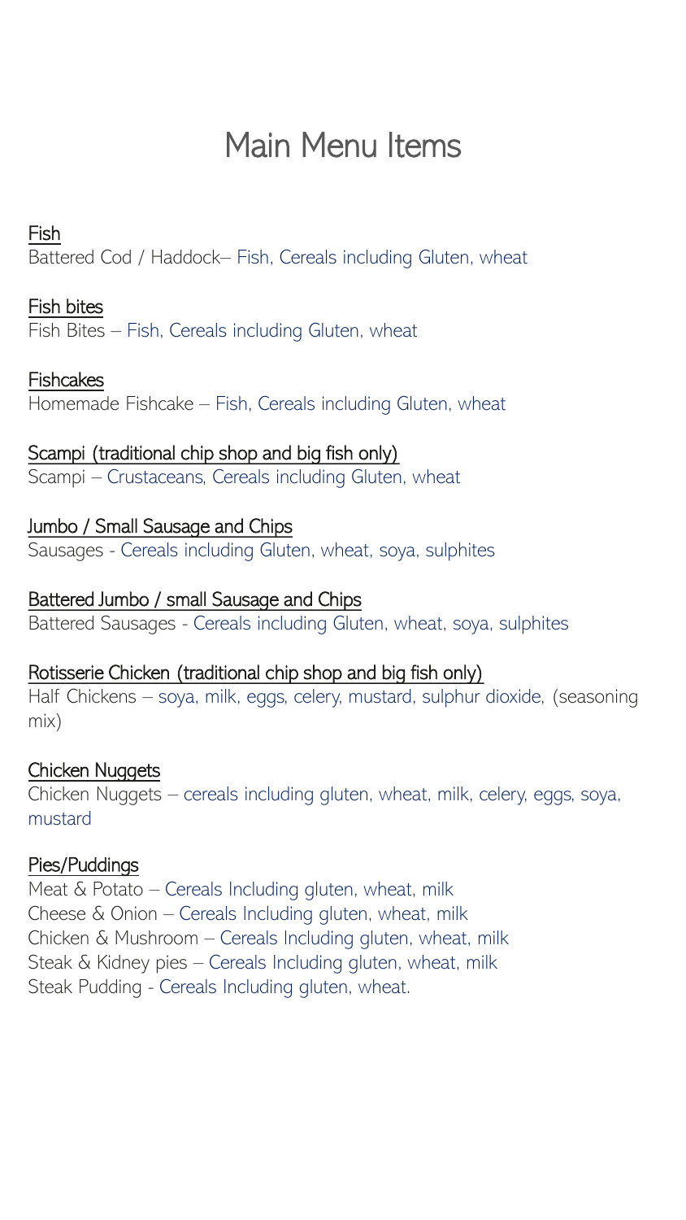# Main Menu Items

Fish

Battered Cod / Haddock– Fish, Cereals including Gluten, wheat

Fish bites

Fish Bites – Fish, Cereals including Gluten, wheat

Fishcakes

Homemade Fishcake – Fish, Cereals including Gluten, wheat

Scampi (traditional chip shop and big fish only)

Scampi – Crustaceans, Cereals including Gluten, wheat

Jumbo / Small Sausage and Chips

Sausages - Cereals including Gluten, wheat, soya, sulphites

Battered Jumbo / small Sausage and Chips

Battered Sausages - Cereals including Gluten, wheat, soya, sulphites

Rotisserie Chicken (traditional chip shop and big fish only)

Half Chickens – soya, milk, eggs, celery, mustard, sulphur dioxide, (seasoning mix)

Chicken Nuggets

Chicken Nuggets – cereals including gluten, wheat, milk, celery, eggs, soya, mustard

Pies/Puddings

Meat & Potato – Cereals Including gluten, wheat, milk
Cheese & Onion – Cereals Including gluten, wheat, milk
Chicken & Mushroom – Cereals Including gluten, wheat, milk
Steak & Kidney pies – Cereals Including gluten, wheat, milk
Steak Pudding - Cereals Including gluten, wheat.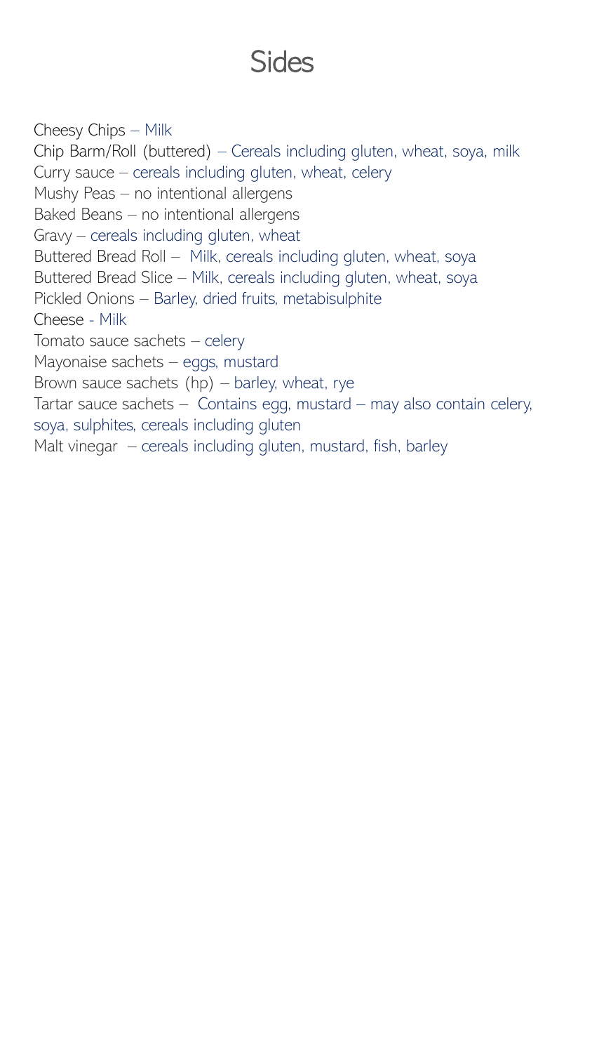# Sides

Cheesy Chips – Milk
Chip Barm/Roll (buttered) – Cereals including gluten, wheat, soya, milk
Curry sauce – cereals including gluten, wheat, celery
Mushy Peas – no intentional allergens
Baked Beans – no intentional allergens
Gravy – cereals including gluten, wheat
Buttered Bread Roll – Milk, cereals including gluten, wheat, soya
Buttered Bread Slice – Milk, cereals including gluten, wheat, soya
Pickled Onions – Barley, dried fruits, metabisulphite
Cheese - Milk
Tomato sauce sachets – celery
Mayonaise sachets – eggs, mustard
Brown sauce sachets (hp) – barley, wheat, rye
Tartar sauce sachets – Contains egg, mustard – may also contain celery, soya, sulphites, cereals including gluten
Malt vinegar – cereals including gluten, mustard, fish, barley